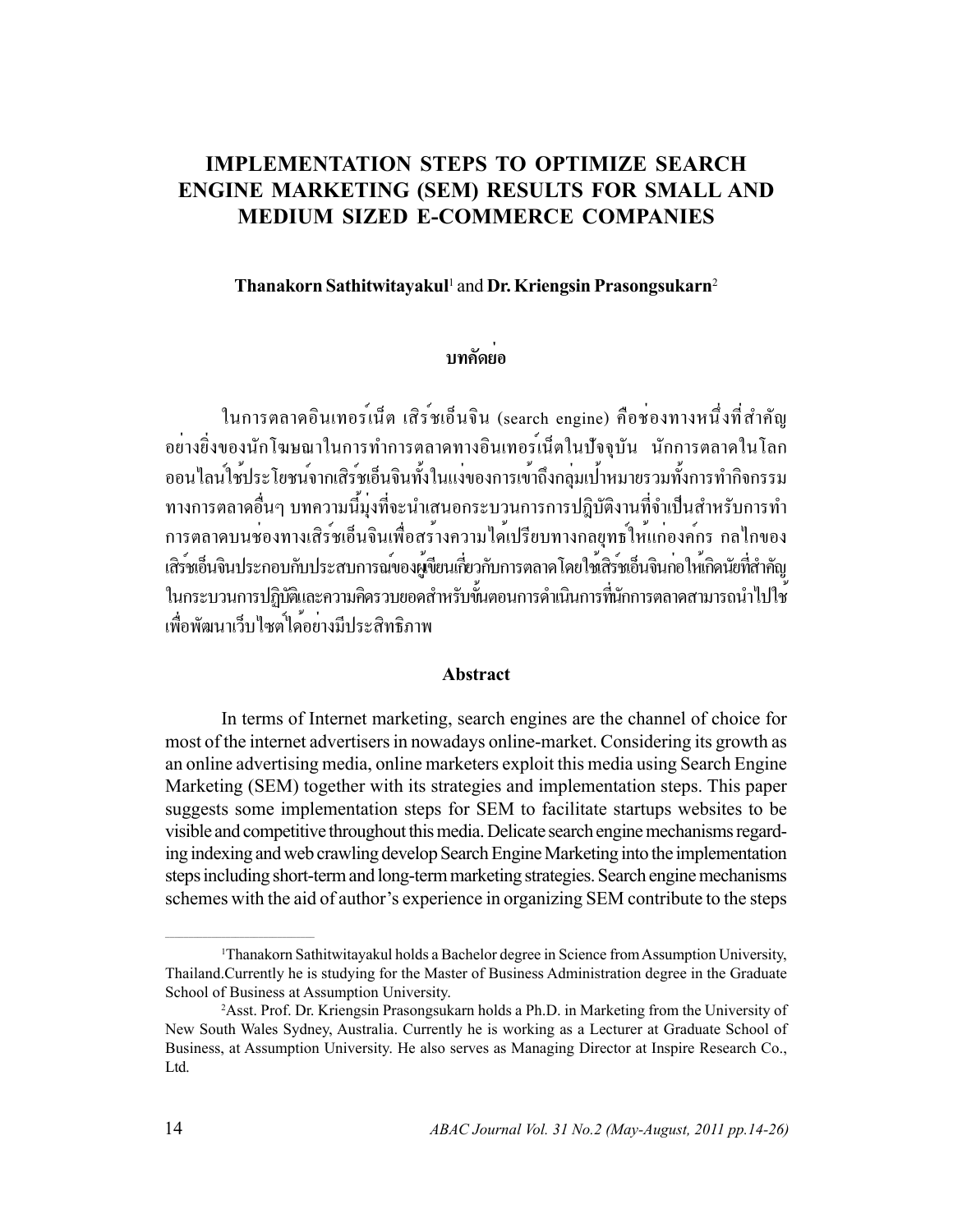# IMPLEMENTATION STEPS TO OPTIMIZE SEARCH ENGINE MARKETING (SEM) RESULTS FOR SMALL AND MEDIUM SIZED E-COMMERCE COMPANIES

**Thanakorn Sathitwitayakul**[1] and **Dr. Kriengsin Prasongsukarn**[2]

## บทคัดย่อ

ในการตลาดอินเทอร์เน็ต เสิร์ชเอ็นจิน (search engine) คือช่องทางหนึ่งที่สำคัญอย่างยิ่งของนักโฆษณาในการทำการตลาดทางอินเทอร์เน็ตในปัจจุบัน นักการตลาดในโลกออนไลน์ใช้ประโยชน์จากเสิร์ชเอ็นจินทั้งในแง่ของการเข้าถึงกลุ่มเป้าหมายรวมทั้งการทำกิจกรรมทางการตลาดอื่นๆ บทความนี้มุ่งที่จะนำเสนอกระบวนการการปฏิบัติงานที่จำเป็นสำหรับการทำการตลาดบนช่องทางเสิร์ชเอ็นจินเพื่อสร้างความได้เปรียบทางกลยุทธ์ให้แก่องค์กร กลไกของเสิร์ชเอ็นจินประกอบกับประสบการณ์ของผู้เขียนเกี่ยวกับการตลาดโดยใช้เสิร์ชเอ็นจินก่อให้เกิดนัยที่สำคัญในกระบวนการปฏิบัติและความคิดรวบยอดสำหรับขั้นตอนการดำเนินการที่นักการตลาดสามารถนำไปใช้เพื่อพัฒนาเว็บไซต์ได้อย่างมีประสิทธิภาพ

## Abstract

In terms of Internet marketing, search engines are the channel of choice for most of the internet advertisers in nowadays online-market. Considering its growth as an online advertising media, online marketers exploit this media using Search Engine Marketing (SEM) together with its strategies and implementation steps. This paper suggests some implementation steps for SEM to facilitate startups websites to be visible and competitive throughout this media. Delicate search engine mechanisms regarding indexing and web crawling develop Search Engine Marketing into the implementation steps including short-term and long-term marketing strategies. Search engine mechanisms schemes with the aid of author's experience in organizing SEM contribute to the steps

---

[1]Thanakorn Sathitwitayakul holds a Bachelor degree in Science from Assumption University, Thailand.Currently he is studying for the Master of Business Administration degree in the Graduate School of Business at Assumption University.

[2]Asst. Prof. Dr. Kriengsin Prasongsukarn holds a Ph.D. in Marketing from the University of New South Wales Sydney, Australia. Currently he is working as a Lecturer at Graduate School of Business, at Assumption University. He also serves as Managing Director at Inspire Research Co., Ltd.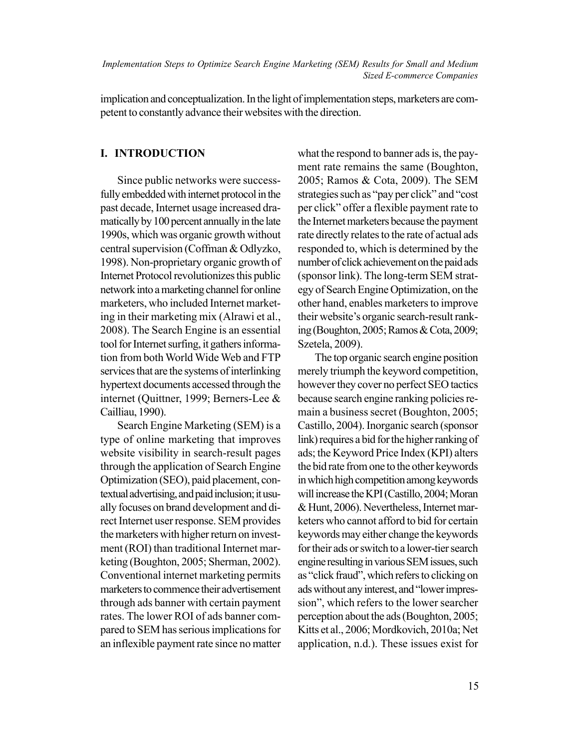implication and conceptualization. In the light of implementation steps, marketers are competent to constantly advance their websites with the direction.

## I. INTRODUCTION

Since public networks were successfully embedded with internet protocol in the past decade, Internet usage increased dramatically by 100 percent annually in the late 1990s, which was organic growth without central supervision (Coffman & Odlyzko, 1998). Non-proprietary organic growth of Internet Protocol revolutionizes this public network into a marketing channel for online marketers, who included Internet marketing in their marketing mix (Alrawi et al., 2008). The Search Engine is an essential tool for Internet surfing, it gathers information from both World Wide Web and FTP services that are the systems of interlinking hypertext documents accessed through the internet (Quittner, 1999; Berners-Lee & Cailliau, 1990).

Search Engine Marketing (SEM) is a type of online marketing that improves website visibility in search-result pages through the application of Search Engine Optimization (SEO), paid placement, contextual advertising, and paid inclusion; it usually focuses on brand development and direct Internet user response. SEM provides the marketers with higher return on investment (ROI) than traditional Internet marketing (Boughton, 2005; Sherman, 2002). Conventional internet marketing permits marketers to commence their advertisement through ads banner with certain payment rates. The lower ROI of ads banner compared to SEM has serious implications for an inflexible payment rate since no matter what the respond to banner ads is, the payment rate remains the same (Boughton, 2005; Ramos & Cota, 2009). The SEM strategies such as "pay per click" and "cost per click" offer a flexible payment rate to the Internet marketers because the payment rate directly relates to the rate of actual ads responded to, which is determined by the number of click achievement on the paid ads (sponsor link). The long-term SEM strategy of Search Engine Optimization, on the other hand, enables marketers to improve their website's organic search-result ranking (Boughton, 2005; Ramos & Cota, 2009; Szetela, 2009).

The top organic search engine position merely triumph the keyword competition, however they cover no perfect SEO tactics because search engine ranking policies remain a business secret (Boughton, 2005; Castillo, 2004). Inorganic search (sponsor link) requires a bid for the higher ranking of ads; the Keyword Price Index (KPI) alters the bid rate from one to the other keywords in which high competition among keywords will increase the KPI (Castillo, 2004; Moran & Hunt, 2006). Nevertheless, Internet marketers who cannot afford to bid for certain keywords may either change the keywords for their ads or switch to a lower-tier search engine resulting in various SEM issues, such as "click fraud", which refers to clicking on ads without any interest, and "lower impression", which refers to the lower searcher perception about the ads (Boughton, 2005; Kitts et al., 2006; Mordkovich, 2010a; Net application, n.d.). These issues exist for